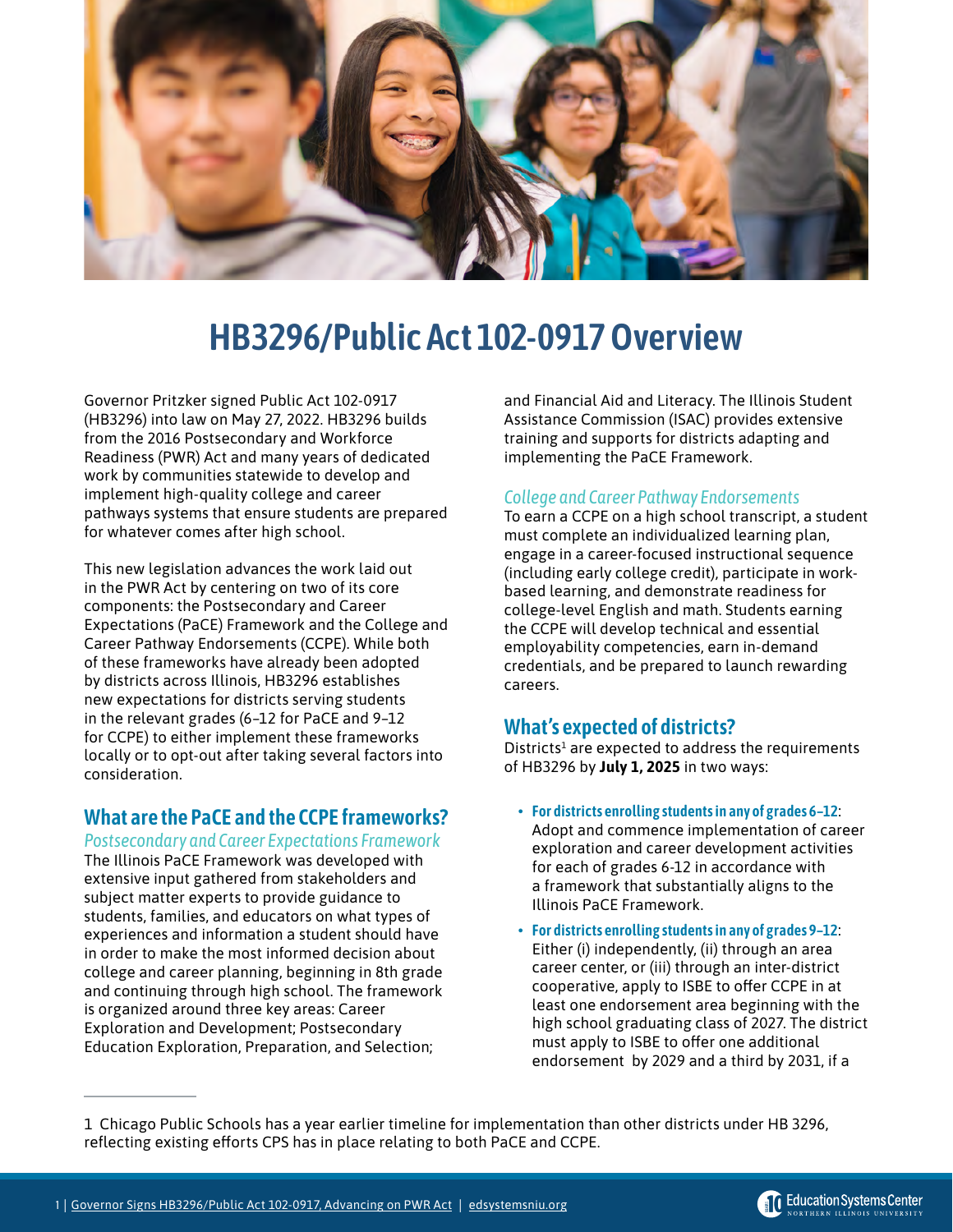# HB3296/Public Act 102-0917 Overview

Governor Pritzker signed Public Act 102-0917 (HB3296) into law on May 27, 2022. HB3296 builds from the 2016 Postsecondary and Workforce Readiness (PWR) Act and many years of dedicated work by communities statewide to develop and implement high-quality college and career pathways systems that ensure students are prepared for whatever comes after high school.

This new legislation advances the work laid out in the PWR Act by centering on two of its core components: the Postsecondary and Career Expectations (PaCE) Framework and the College and Career Pathway Endorsements (CCPE). While both of these frameworks have already been adopted by districts across Illinois, HB3296 establishes new expectations for districts serving students in the relevant grades (6–12 for PaCE and 9–12 for CCPE) to either implement these frameworks locally or to opt-out after taking several factors into consideration.

## What are the PaCE and the CCPE frameworks?

### *Postsecondary and Career Expectations Framework*

The Illinois PaCE Framework was developed with extensive input gathered from stakeholders and subject matter experts to provide guidance to students, families, and educators on what types of experiences and information a student should have in order to make the most informed decision about college and career planning, beginning in 8th grade and continuing through high school. The framework is organized around three key areas: Career Exploration and Development; Postsecondary Education Exploration, Preparation, and Selection; and Financial Aid and Literacy. The Illinois Student Assistance Commission (ISAC) provides extensive training and supports for districts adapting and implementing the PaCE Framework.

### *College and Career Pathway Endorsements*

To earn a CCPE on a high school transcript, a student must complete an individualized learning plan, engage in a career-focused instructional sequence (including early college credit), participate in work-based learning, and demonstrate readiness for college-level English and math. Students earning the CCPE will develop technical and essential employability competencies, earn in-demand credentials, and be prepared to launch rewarding careers.

## What's expected of districts?

Districts[1] are expected to address the requirements of HB3296 by **July 1, 2025** in two ways:

- **For districts enrolling students in any of grades 6–12**: Adopt and commence implementation of career exploration and career development activities for each of grades 6-12 in accordance with a framework that substantially aligns to the Illinois PaCE Framework.
- **For districts enrolling students in any of grades 9–12**: Either (i) independently, (ii) through an area career center, or (iii) through an inter-district cooperative, apply to ISBE to offer CCPE in at least one endorsement area beginning with the high school graduating class of 2027. The district must apply to ISBE to offer one additional endorsement by 2029 and a third by 2031, if a

1 Chicago Public Schools has a year earlier timeline for implementation than other districts under HB 3296, reflecting existing efforts CPS has in place relating to both PaCE and CCPE.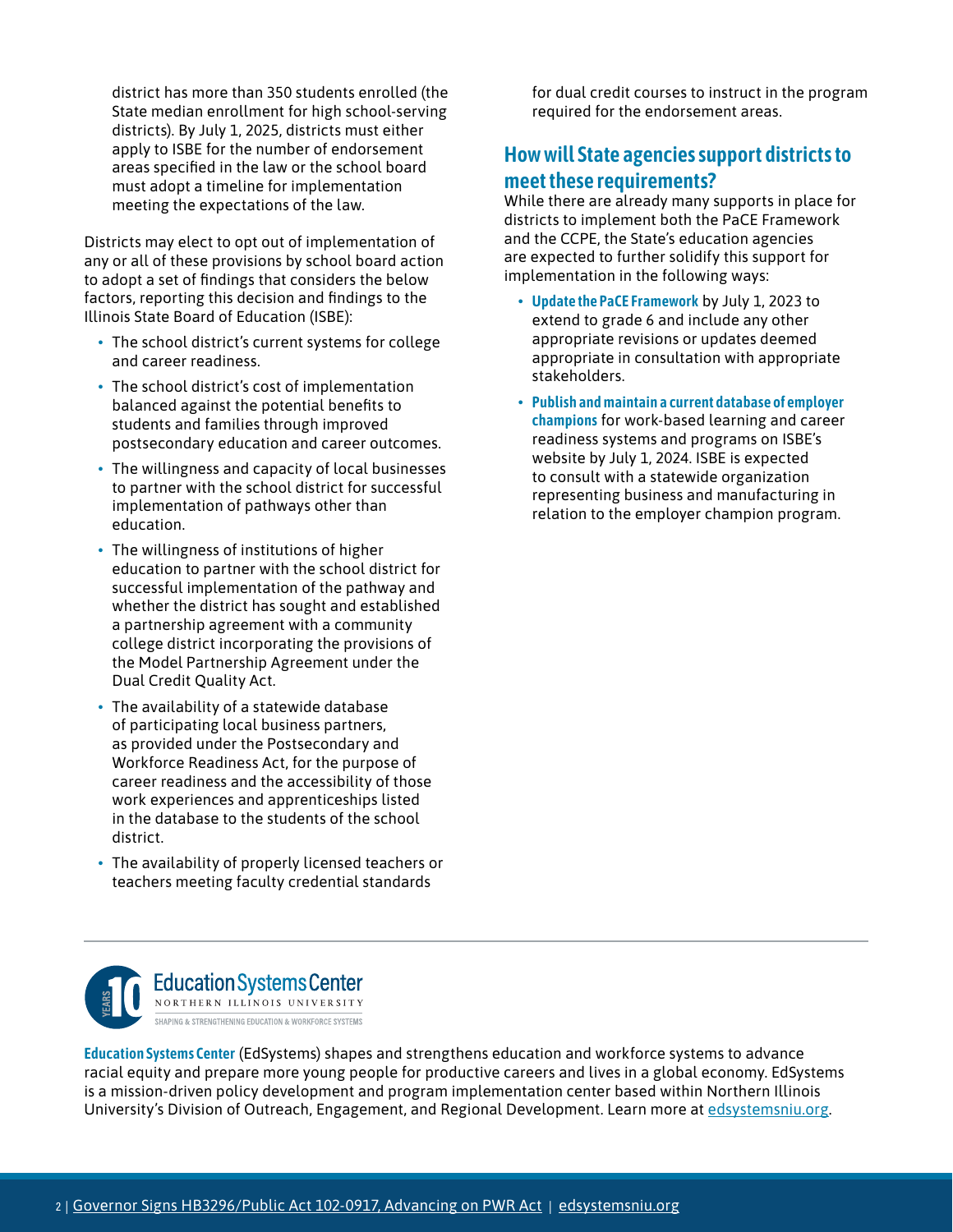district has more than 350 students enrolled (the State median enrollment for high school-serving districts). By July 1, 2025, districts must either apply to ISBE for the number of endorsement areas specified in the law or the school board must adopt a timeline for implementation meeting the expectations of the law.

Districts may elect to opt out of implementation of any or all of these provisions by school board action to adopt a set of findings that considers the below factors, reporting this decision and findings to the Illinois State Board of Education (ISBE):

- The school district's current systems for college and career readiness.
- The school district's cost of implementation balanced against the potential benefits to students and families through improved postsecondary education and career outcomes.
- The willingness and capacity of local businesses to partner with the school district for successful implementation of pathways other than education.
- The willingness of institutions of higher education to partner with the school district for successful implementation of the pathway and whether the district has sought and established a partnership agreement with a community college district incorporating the provisions of the Model Partnership Agreement under the Dual Credit Quality Act.
- The availability of a statewide database of participating local business partners, as provided under the Postsecondary and Workforce Readiness Act, for the purpose of career readiness and the accessibility of those work experiences and apprenticeships listed in the database to the students of the school district.
- The availability of properly licensed teachers or teachers meeting faculty credential standards for dual credit courses to instruct in the program required for the endorsement areas.

## How will State agencies support districts to meet these requirements?

While there are already many supports in place for districts to implement both the PaCE Framework and the CCPE, the State's education agencies are expected to further solidify this support for implementation in the following ways:

- **Update the PaCE Framework** by July 1, 2023 to extend to grade 6 and include any other appropriate revisions or updates deemed appropriate in consultation with appropriate stakeholders.
- **Publish and maintain a current database of employer champions** for work-based learning and career readiness systems and programs on ISBE's website by July 1, 2024. ISBE is expected to consult with a statewide organization representing business and manufacturing in relation to the employer champion program.

---

10 YEARS Education Systems Center
NORTHERN ILLINOIS UNIVERSITY
SHAPING & STRENGTHENING EDUCATION & WORKFORCE SYSTEMS

**Education Systems Center** (EdSystems) shapes and strengthens education and workforce systems to advance racial equity and prepare more young people for productive careers and lives in a global economy. EdSystems is a mission-driven policy development and program implementation center based within Northern Illinois University's Division of Outreach, Engagement, and Regional Development. Learn more at edsystemsniu.org.